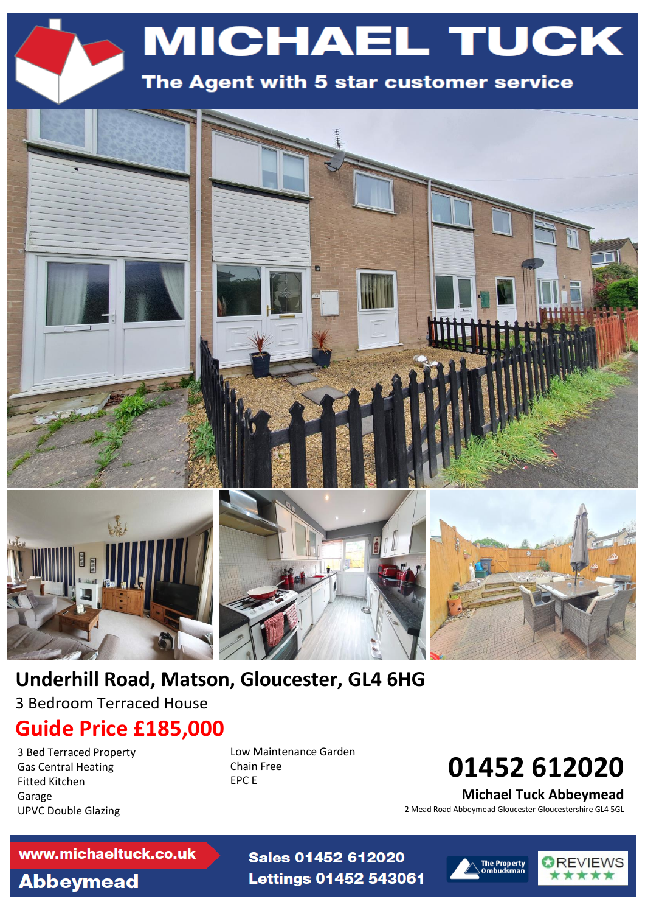# MICHAEL TUCK

The Agent with 5 star customer service

## Underhill Road, Matson, Gloucester, GL4 6HG

3 Bedroom Terraced House

## Guide Price £185,000

- 3 Bed Terraced Property
- Gas Central Heating
- Fitted Kitchen
- Garage
- UPVC Double Glazing
- Low Maintenance Garden
- Chain Free
- EPC E

**01452 612020**

**Michael Tuck Abbeymead**

2 Mead Road Abbeymead Gloucester Gloucestershire GL4 5GL

www.michaeltuck.co.uk

Abbeymead

Sales 01452 612020

Lettings 01452 543061

The Property Ombudsman

REVIEWS ★★★★★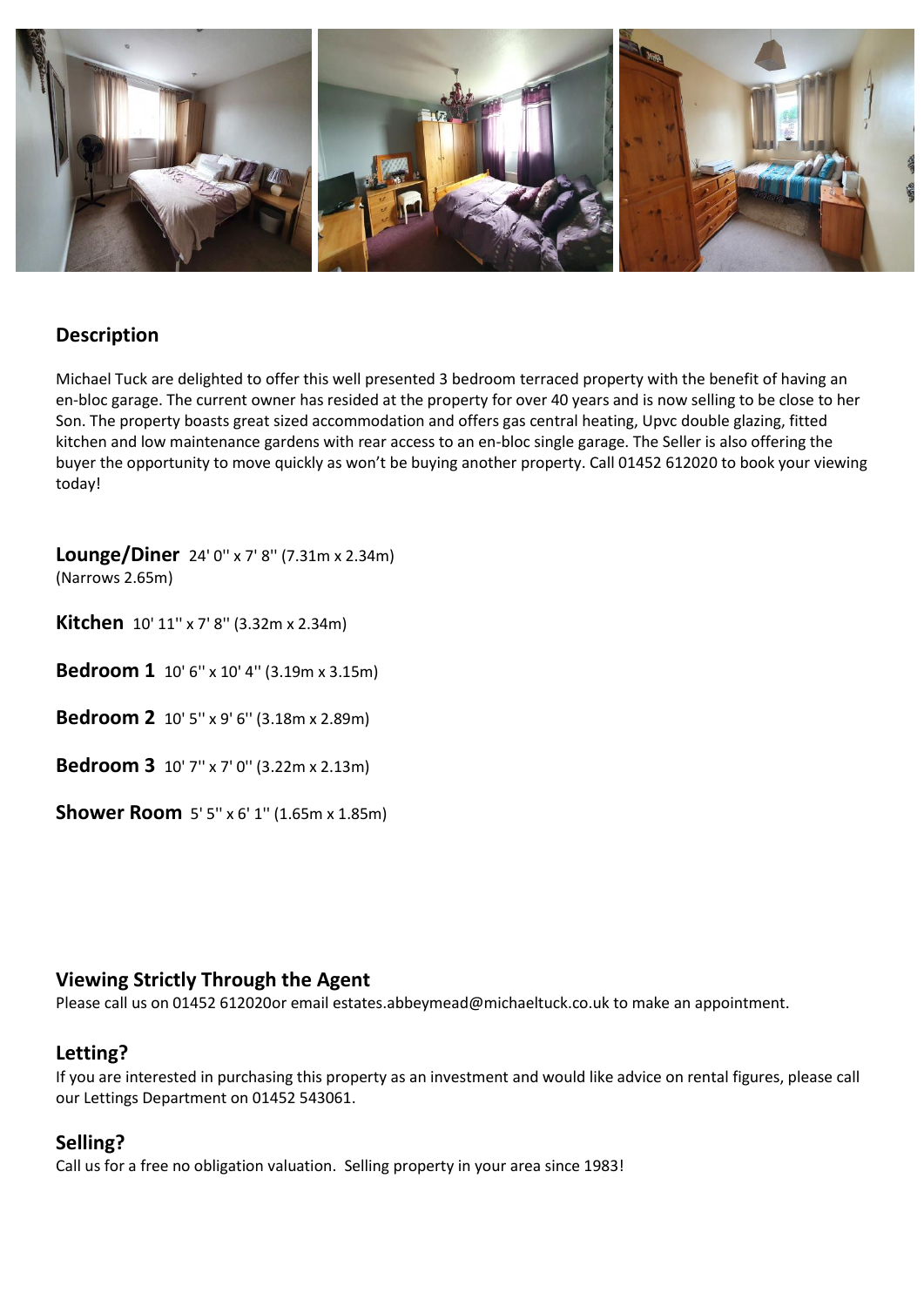## Description

Michael Tuck are delighted to offer this well presented 3 bedroom terraced property with the benefit of having an en-bloc garage. The current owner has resided at the property for over 40 years and is now selling to be close to her Son. The property boasts great sized accommodation and offers gas central heating, Upvc double glazing, fitted kitchen and low maintenance gardens with rear access to an en-bloc single garage. The Seller is also offering the buyer the opportunity to move quickly as won't be buying another property. Call 01452 612020 to book your viewing today!

**Lounge/Diner** 24' 0'' x 7' 8'' (7.31m x 2.34m)
(Narrows 2.65m)

**Kitchen** 10' 11'' x 7' 8'' (3.32m x 2.34m)

**Bedroom 1** 10' 6'' x 10' 4'' (3.19m x 3.15m)

**Bedroom 2** 10' 5'' x 9' 6'' (3.18m x 2.89m)

**Bedroom 3** 10' 7'' x 7' 0'' (3.22m x 2.13m)

**Shower Room** 5' 5'' x 6' 1'' (1.65m x 1.85m)

## Viewing Strictly Through the Agent

Please call us on 01452 612020or email estates.abbeymead@michaeltuck.co.uk to make an appointment.

## Letting?

If you are interested in purchasing this property as an investment and would like advice on rental figures, please call our Lettings Department on 01452 543061.

## Selling?

Call us for a free no obligation valuation. Selling property in your area since 1983!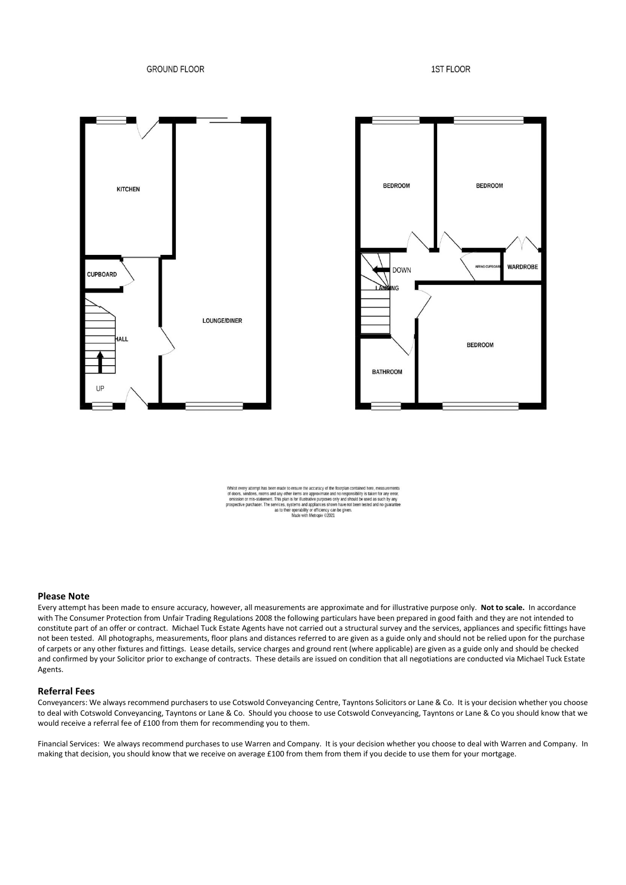GROUND FLOOR

1ST FLOOR

KITCHEN

CUPBOARD

HALL

UP

LOUNGE/DINER

BEDROOM

BEDROOM

DOWN

LANDING

AIRING CUPBOARD

WARDROBE

BEDROOM

BATHROOM

Whilst every attempt has been made to ensure the accuracy of the floorplan contained here, measurements of doors, windows, rooms and any other items are approximate and no responsibility is taken for any error, omission or mis-statement. This plan is for illustrative purposes only and should be used as such by any prospective purchaser. The services, systems and appliances shown have not been tested and no guarantee as to their operability or efficiency can be given.
Made with Metropix ©2021

### Please Note

Every attempt has been made to ensure accuracy, however, all measurements are approximate and for illustrative purpose only. **Not to scale.** In accordance with The Consumer Protection from Unfair Trading Regulations 2008 the following particulars have been prepared in good faith and they are not intended to constitute part of an offer or contract. Michael Tuck Estate Agents have not carried out a structural survey and the services, appliances and specific fittings have not been tested. All photographs, measurements, floor plans and distances referred to are given as a guide only and should not be relied upon for the purchase of carpets or any other fixtures and fittings. Lease details, service charges and ground rent (where applicable) are given as a guide only and should be checked and confirmed by your Solicitor prior to exchange of contracts. These details are issued on condition that all negotiations are conducted via Michael Tuck Estate Agents.

### Referral Fees

Conveyancers: We always recommend purchasers to use Cotswold Conveyancing Centre, Tayntons Solicitors or Lane & Co. It is your decision whether you choose to deal with Cotswold Conveyancing, Tayntons or Lane & Co. Should you choose to use Cotswold Conveyancing, Tayntons or Lane & Co you should know that we would receive a referral fee of £100 from them for recommending you to them.

Financial Services: We always recommend purchases to use Warren and Company. It is your decision whether you choose to deal with Warren and Company. In making that decision, you should know that we receive on average £100 from them from them if you decide to use them for your mortgage.